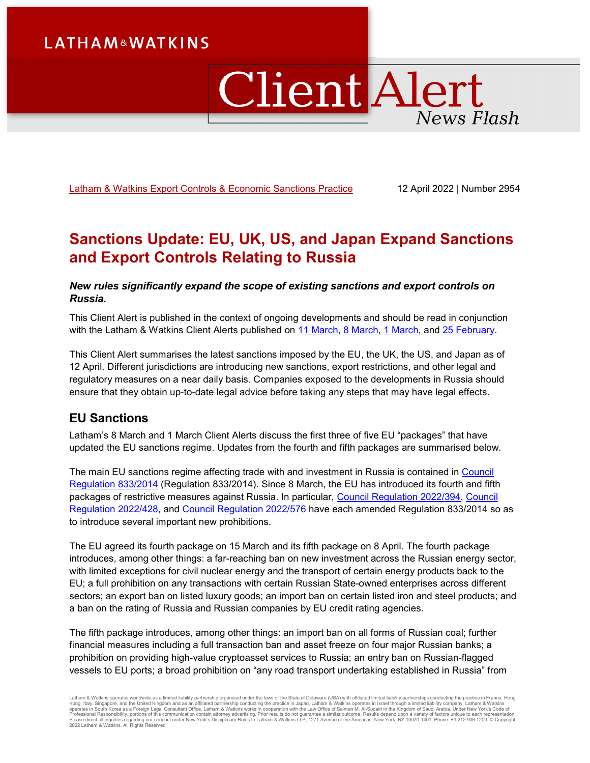LATHAM & WATKINS

# Client Alert

*News Flash*

Latham & Watkins Export Controls & Economic Sanctions Practice

12 April 2022 | Number 2954

# Sanctions Update: EU, UK, US, and Japan Expand Sanctions and Export Controls Relating to Russia

***New rules significantly expand the scope of existing sanctions and export controls on Russia.***

This Client Alert is published in the context of ongoing developments and should be read in conjunction with the Latham & Watkins Client Alerts published on 11 March, 8 March, 1 March, and 25 February.

This Client Alert summarises the latest sanctions imposed by the EU, the UK, the US, and Japan as of 12 April. Different jurisdictions are introducing new sanctions, export restrictions, and other legal and regulatory measures on a near daily basis. Companies exposed to the developments in Russia should ensure that they obtain up-to-date legal advice before taking any steps that may have legal effects.

## EU Sanctions

Latham's 8 March and 1 March Client Alerts discuss the first three of five EU "packages" that have updated the EU sanctions regime. Updates from the fourth and fifth packages are summarised below.

The main EU sanctions regime affecting trade with and investment in Russia is contained in Council Regulation 833/2014 (Regulation 833/2014). Since 8 March, the EU has introduced its fourth and fifth packages of restrictive measures against Russia. In particular, Council Regulation 2022/394, Council Regulation 2022/428, and Council Regulation 2022/576 have each amended Regulation 833/2014 so as to introduce several important new prohibitions.

The EU agreed its fourth package on 15 March and its fifth package on 8 April. The fourth package introduces, among other things: a far-reaching ban on new investment across the Russian energy sector, with limited exceptions for civil nuclear energy and the transport of certain energy products back to the EU; a full prohibition on any transactions with certain Russian State-owned enterprises across different sectors; an export ban on listed luxury goods; an import ban on certain listed iron and steel products; and a ban on the rating of Russia and Russian companies by EU credit rating agencies.

The fifth package introduces, among other things: an import ban on all forms of Russian coal; further financial measures including a full transaction ban and asset freeze on four major Russian banks; a prohibition on providing high-value cryptoasset services to Russia; an entry ban on Russian-flagged vessels to EU ports; a broad prohibition on "any road transport undertaking established in Russia" from

Latham & Watkins operates worldwide as a limited liability partnership organized under the laws of the State of Delaware (USA) with affiliated limited liability partnerships conducting the practice in France, Hong Kong, Italy, Singapore, and the United Kingdom and as an affiliated partnership conducting the practice in Japan. Latham & Watkins operates in Israel through a limited liability company. Latham & Watkins operates in South Korea as a Foreign Legal Consultant Office. Latham & Watkins works in cooperation with the Law Office of Salman M. Al-Sudairi in the Kingdom of Saudi Arabia. Under New York's Code of Professional Responsibility, portions of this communication contain attorney advertising. Prior results do not guarantee a similar outcome. Results depend upon a variety of factors unique to each representation. Please direct all inquiries regarding our conduct under New York's Disciplinary Rules to Latham & Watkins LLP, 1271 Avenue of the Americas, New York, NY 10020-1401, Phone: +1.212.906.1200. © Copyright 2022 Latham & Watkins. All Rights Reserved.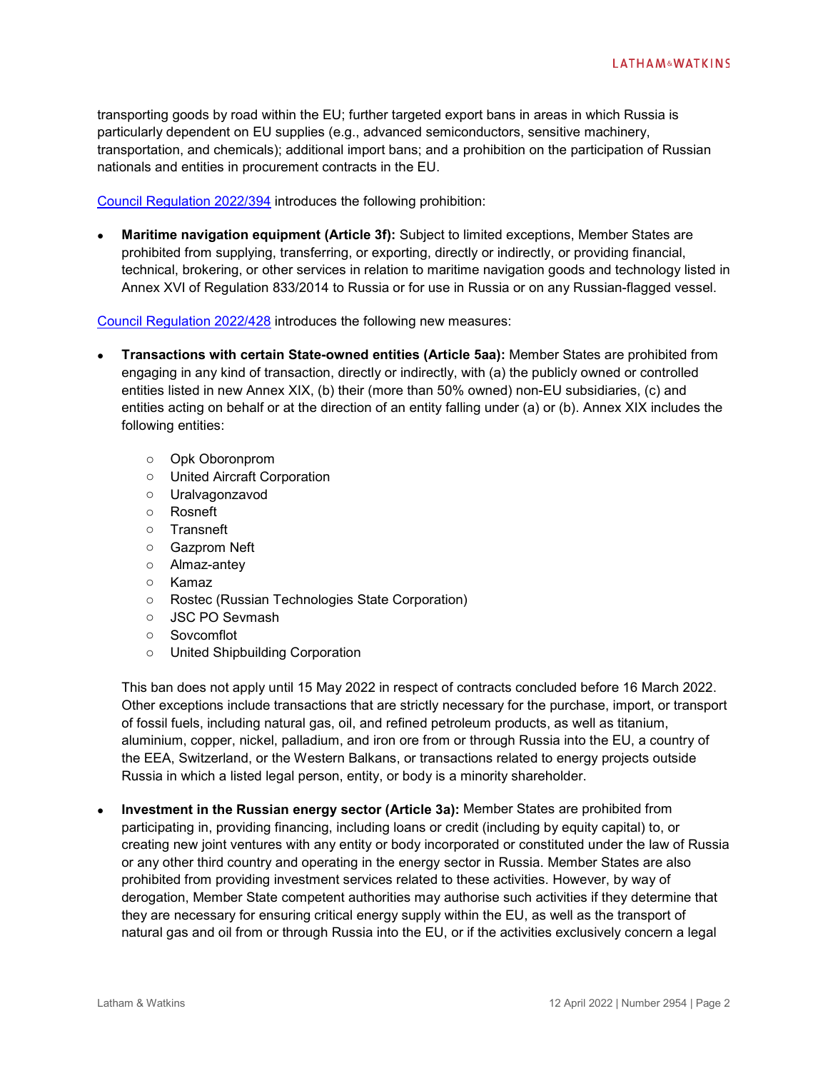transporting goods by road within the EU; further targeted export bans in areas in which Russia is particularly dependent on EU supplies (e.g., advanced semiconductors, sensitive machinery, transportation, and chemicals); additional import bans; and a prohibition on the participation of Russian nationals and entities in procurement contracts in the EU.

[Council Regulation 2022/394] introduces the following prohibition:

- **Maritime navigation equipment (Article 3f):** Subject to limited exceptions, Member States are prohibited from supplying, transferring, or exporting, directly or indirectly, or providing financial, technical, brokering, or other services in relation to maritime navigation goods and technology listed in Annex XVI of Regulation 833/2014 to Russia or for use in Russia or on any Russian-flagged vessel.

[Council Regulation 2022/428] introduces the following new measures:

- **Transactions with certain State-owned entities (Article 5aa):** Member States are prohibited from engaging in any kind of transaction, directly or indirectly, with (a) the publicly owned or controlled entities listed in new Annex XIX, (b) their (more than 50% owned) non-EU subsidiaries, (c) and entities acting on behalf or at the direction of an entity falling under (a) or (b). Annex XIX includes the following entities:
    - Opk Oboronprom
    - United Aircraft Corporation
    - Uralvagonzavod
    - Rosneft
    - Transneft
    - Gazprom Neft
    - Almaz-antey
    - Kamaz
    - Rostec (Russian Technologies State Corporation)
    - JSC PO Sevmash
    - Sovcomflot
    - United Shipbuilding Corporation

  This ban does not apply until 15 May 2022 in respect of contracts concluded before 16 March 2022. Other exceptions include transactions that are strictly necessary for the purchase, import, or transport of fossil fuels, including natural gas, oil, and refined petroleum products, as well as titanium, aluminium, copper, nickel, palladium, and iron ore from or through Russia into the EU, a country of the EEA, Switzerland, or the Western Balkans, or transactions related to energy projects outside Russia in which a listed legal person, entity, or body is a minority shareholder.

- **Investment in the Russian energy sector (Article 3a):** Member States are prohibited from participating in, providing financing, including loans or credit (including by equity capital) to, or creating new joint ventures with any entity or body incorporated or constituted under the law of Russia or any other third country and operating in the energy sector in Russia. Member States are also prohibited from providing investment services related to these activities. However, by way of derogation, Member State competent authorities may authorise such activities if they determine that they are necessary for ensuring critical energy supply within the EU, as well as the transport of natural gas and oil from or through Russia into the EU, or if the activities exclusively concern a legal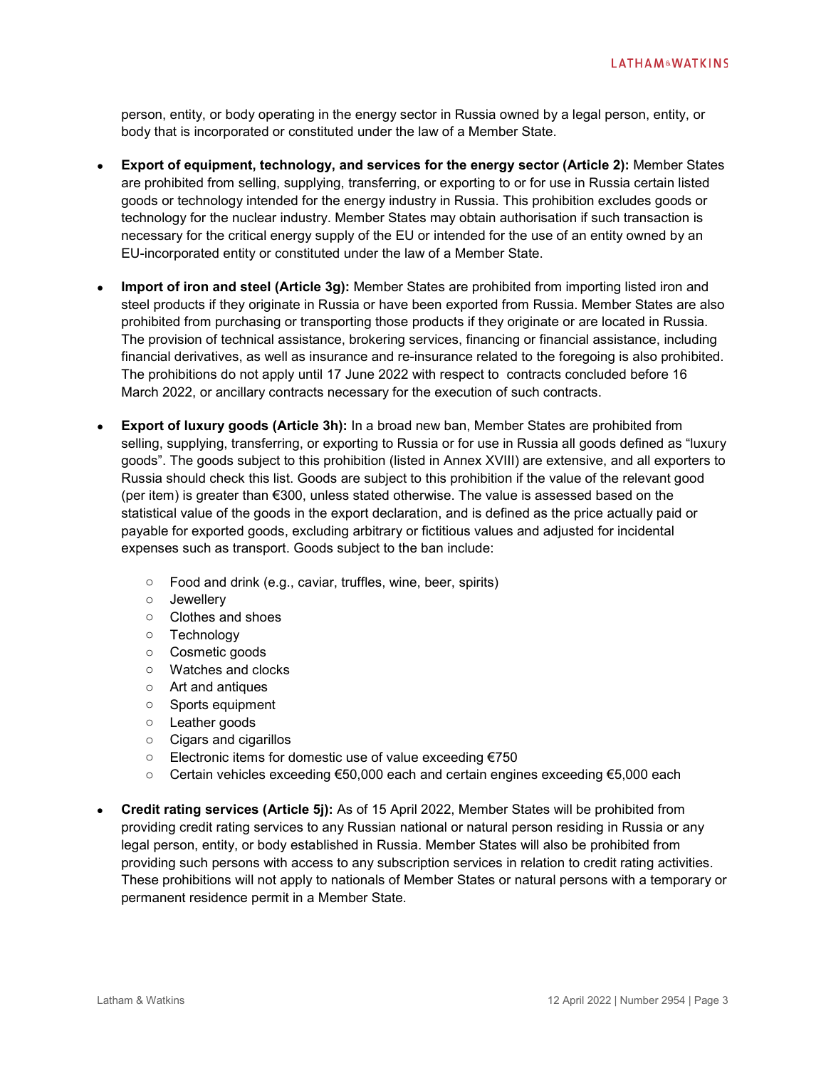person, entity, or body operating in the energy sector in Russia owned by a legal person, entity, or body that is incorporated or constituted under the law of a Member State.

- **Export of equipment, technology, and services for the energy sector (Article 2):** Member States are prohibited from selling, supplying, transferring, or exporting to or for use in Russia certain listed goods or technology intended for the energy industry in Russia. This prohibition excludes goods or technology for the nuclear industry. Member States may obtain authorisation if such transaction is necessary for the critical energy supply of the EU or intended for the use of an entity owned by an EU-incorporated entity or constituted under the law of a Member State.

- **Import of iron and steel (Article 3g):** Member States are prohibited from importing listed iron and steel products if they originate in Russia or have been exported from Russia. Member States are also prohibited from purchasing or transporting those products if they originate or are located in Russia. The provision of technical assistance, brokering services, financing or financial assistance, including financial derivatives, as well as insurance and re-insurance related to the foregoing is also prohibited. The prohibitions do not apply until 17 June 2022 with respect to contracts concluded before 16 March 2022, or ancillary contracts necessary for the execution of such contracts.

- **Export of luxury goods (Article 3h):** In a broad new ban, Member States are prohibited from selling, supplying, transferring, or exporting to Russia or for use in Russia all goods defined as "luxury goods". The goods subject to this prohibition (listed in Annex XVIII) are extensive, and all exporters to Russia should check this list. Goods are subject to this prohibition if the value of the relevant good (per item) is greater than €300, unless stated otherwise. The value is assessed based on the statistical value of the goods in the export declaration, and is defined as the price actually paid or payable for exported goods, excluding arbitrary or fictitious values and adjusted for incidental expenses such as transport. Goods subject to the ban include:
  - Food and drink (e.g., caviar, truffles, wine, beer, spirits)
  - Jewellery
  - Clothes and shoes
  - Technology
  - Cosmetic goods
  - Watches and clocks
  - Art and antiques
  - Sports equipment
  - Leather goods
  - Cigars and cigarillos
  - Electronic items for domestic use of value exceeding €750
  - Certain vehicles exceeding €50,000 each and certain engines exceeding €5,000 each

- **Credit rating services (Article 5j):** As of 15 April 2022, Member States will be prohibited from providing credit rating services to any Russian national or natural person residing in Russia or any legal person, entity, or body established in Russia. Member States will also be prohibited from providing such persons with access to any subscription services in relation to credit rating activities. These prohibitions will not apply to nationals of Member States or natural persons with a temporary or permanent residence permit in a Member State.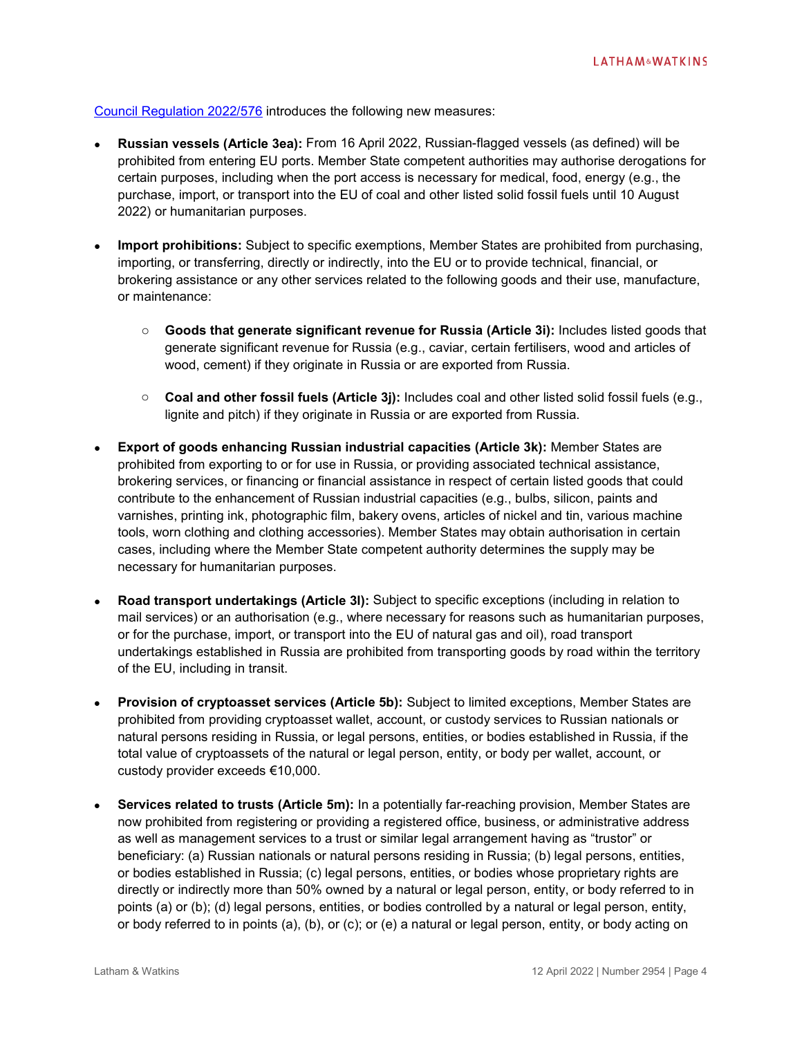[Council Regulation 2022/576](Council Regulation 2022/576) introduces the following new measures:

- **Russian vessels (Article 3ea):** From 16 April 2022, Russian-flagged vessels (as defined) will be prohibited from entering EU ports. Member State competent authorities may authorise derogations for certain purposes, including when the port access is necessary for medical, food, energy (e.g., the purchase, import, or transport into the EU of coal and other listed solid fossil fuels until 10 August 2022) or humanitarian purposes.

- **Import prohibitions:** Subject to specific exemptions, Member States are prohibited from purchasing, importing, or transferring, directly or indirectly, into the EU or to provide technical, financial, or brokering assistance or any other services related to the following goods and their use, manufacture, or maintenance:

    - **Goods that generate significant revenue for Russia (Article 3i):** Includes listed goods that generate significant revenue for Russia (e.g., caviar, certain fertilisers, wood and articles of wood, cement) if they originate in Russia or are exported from Russia.

    - **Coal and other fossil fuels (Article 3j):** Includes coal and other listed solid fossil fuels (e.g., lignite and pitch) if they originate in Russia or are exported from Russia.

- **Export of goods enhancing Russian industrial capacities (Article 3k):** Member States are prohibited from exporting to or for use in Russia, or providing associated technical assistance, brokering services, or financing or financial assistance in respect of certain listed goods that could contribute to the enhancement of Russian industrial capacities (e.g., bulbs, silicon, paints and varnishes, printing ink, photographic film, bakery ovens, articles of nickel and tin, various machine tools, worn clothing and clothing accessories). Member States may obtain authorisation in certain cases, including where the Member State competent authority determines the supply may be necessary for humanitarian purposes.

- **Road transport undertakings (Article 3l):** Subject to specific exceptions (including in relation to mail services) or an authorisation (e.g., where necessary for reasons such as humanitarian purposes, or for the purchase, import, or transport into the EU of natural gas and oil), road transport undertakings established in Russia are prohibited from transporting goods by road within the territory of the EU, including in transit.

- **Provision of cryptoasset services (Article 5b):** Subject to limited exceptions, Member States are prohibited from providing cryptoasset wallet, account, or custody services to Russian nationals or natural persons residing in Russia, or legal persons, entities, or bodies established in Russia, if the total value of cryptoassets of the natural or legal person, entity, or body per wallet, account, or custody provider exceeds €10,000.

- **Services related to trusts (Article 5m):** In a potentially far-reaching provision, Member States are now prohibited from registering or providing a registered office, business, or administrative address as well as management services to a trust or similar legal arrangement having as "trustor" or beneficiary: (a) Russian nationals or natural persons residing in Russia; (b) legal persons, entities, or bodies established in Russia; (c) legal persons, entities, or bodies whose proprietary rights are directly or indirectly more than 50% owned by a natural or legal person, entity, or body referred to in points (a) or (b); (d) legal persons, entities, or bodies controlled by a natural or legal person, entity, or body referred to in points (a), (b), or (c); or (e) a natural or legal person, entity, or body acting on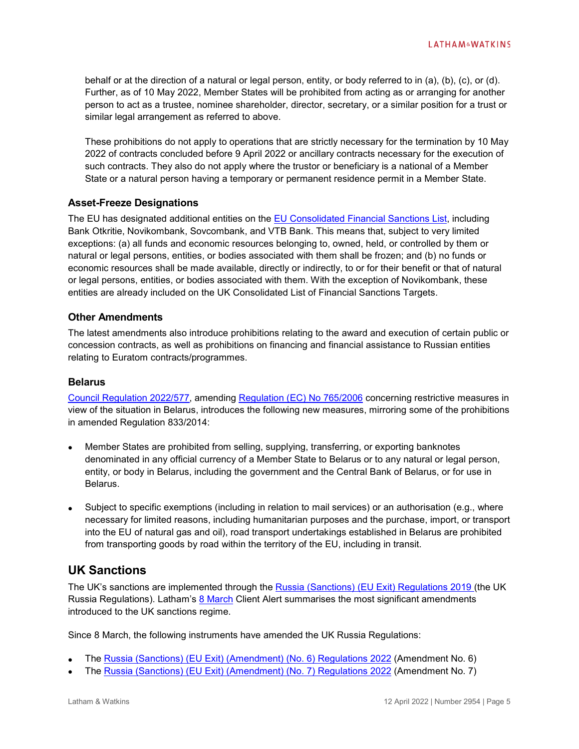behalf or at the direction of a natural or legal person, entity, or body referred to in (a), (b), (c), or (d). Further, as of 10 May 2022, Member States will be prohibited from acting as or arranging for another person to act as a trustee, nominee shareholder, director, secretary, or a similar position for a trust or similar legal arrangement as referred to above.

These prohibitions do not apply to operations that are strictly necessary for the termination by 10 May 2022 of contracts concluded before 9 April 2022 or ancillary contracts necessary for the execution of such contracts. They also do not apply where the trustor or beneficiary is a national of a Member State or a natural person having a temporary or permanent residence permit in a Member State.

### Asset-Freeze Designations

The EU has designated additional entities on the [EU Consolidated Financial Sanctions List](), including Bank Otkritie, Novikombank, Sovcombank, and VTB Bank. This means that, subject to very limited exceptions: (a) all funds and economic resources belonging to, owned, held, or controlled by them or natural or legal persons, entities, or bodies associated with them shall be frozen; and (b) no funds or economic resources shall be made available, directly or indirectly, to or for their benefit or that of natural or legal persons, entities, or bodies associated with them. With the exception of Novikombank, these entities are already included on the UK Consolidated List of Financial Sanctions Targets.

### Other Amendments

The latest amendments also introduce prohibitions relating to the award and execution of certain public or concession contracts, as well as prohibitions on financing and financial assistance to Russian entities relating to Euratom contracts/programmes.

### Belarus

[Council Regulation 2022/577](), amending [Regulation (EC) No 765/2006]() concerning restrictive measures in view of the situation in Belarus, introduces the following new measures, mirroring some of the prohibitions in amended Regulation 833/2014:

- Member States are prohibited from selling, supplying, transferring, or exporting banknotes denominated in any official currency of a Member State to Belarus or to any natural or legal person, entity, or body in Belarus, including the government and the Central Bank of Belarus, or for use in Belarus.
- Subject to specific exemptions (including in relation to mail services) or an authorisation (e.g., where necessary for limited reasons, including humanitarian purposes and the purchase, import, or transport into the EU of natural gas and oil), road transport undertakings established in Belarus are prohibited from transporting goods by road within the territory of the EU, including in transit.

## UK Sanctions

The UK's sanctions are implemented through the [Russia (Sanctions) (EU Exit) Regulations 2019]() (the UK Russia Regulations). Latham's [8 March]() Client Alert summarises the most significant amendments introduced to the UK sanctions regime.

Since 8 March, the following instruments have amended the UK Russia Regulations:

- The [Russia (Sanctions) (EU Exit) (Amendment) (No. 6) Regulations 2022]() (Amendment No. 6)
- The [Russia (Sanctions) (EU Exit) (Amendment) (No. 7) Regulations 2022]() (Amendment No. 7)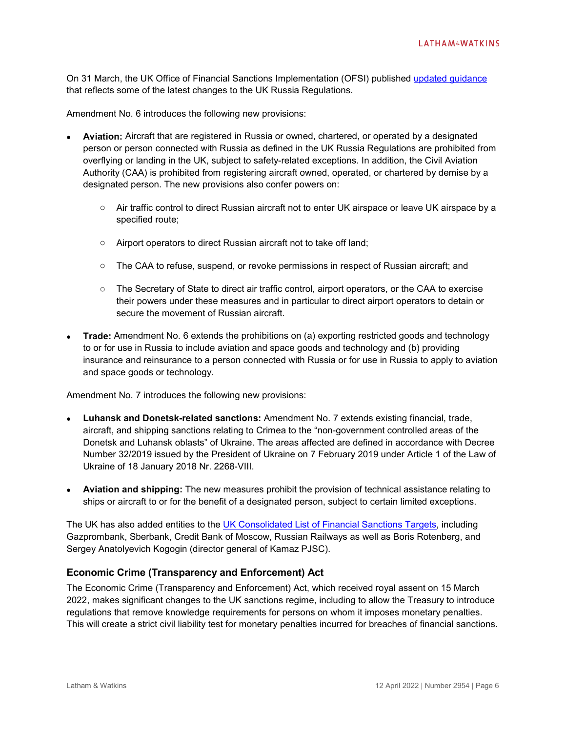On 31 March, the UK Office of Financial Sanctions Implementation (OFSI) published [updated guidance](#) that reflects some of the latest changes to the UK Russia Regulations.

Amendment No. 6 introduces the following new provisions:

- **Aviation:** Aircraft that are registered in Russia or owned, chartered, or operated by a designated person or person connected with Russia as defined in the UK Russia Regulations are prohibited from overflying or landing in the UK, subject to safety-related exceptions. In addition, the Civil Aviation Authority (CAA) is prohibited from registering aircraft owned, operated, or chartered by demise by a designated person. The new provisions also confer powers on:
  - Air traffic control to direct Russian aircraft not to enter UK airspace or leave UK airspace by a specified route;
  - Airport operators to direct Russian aircraft not to take off land;
  - The CAA to refuse, suspend, or revoke permissions in respect of Russian aircraft; and
  - The Secretary of State to direct air traffic control, airport operators, or the CAA to exercise their powers under these measures and in particular to direct airport operators to detain or secure the movement of Russian aircraft.
- **Trade:** Amendment No. 6 extends the prohibitions on (a) exporting restricted goods and technology to or for use in Russia to include aviation and space goods and technology and (b) providing insurance and reinsurance to a person connected with Russia or for use in Russia to apply to aviation and space goods or technology.

Amendment No. 7 introduces the following new provisions:

- **Luhansk and Donetsk-related sanctions:** Amendment No. 7 extends existing financial, trade, aircraft, and shipping sanctions relating to Crimea to the "non-government controlled areas of the Donetsk and Luhansk oblasts" of Ukraine. The areas affected are defined in accordance with Decree Number 32/2019 issued by the President of Ukraine on 7 February 2019 under Article 1 of the Law of Ukraine of 18 January 2018 Nr. 2268-VIII.
- **Aviation and shipping:** The new measures prohibit the provision of technical assistance relating to ships or aircraft to or for the benefit of a designated person, subject to certain limited exceptions.

The UK has also added entities to the [UK Consolidated List of Financial Sanctions Targets](#), including Gazprombank, Sberbank, Credit Bank of Moscow, Russian Railways as well as Boris Rotenberg, and Sergey Anatolyevich Kogogin (director general of Kamaz PJSC).

### Economic Crime (Transparency and Enforcement) Act

The Economic Crime (Transparency and Enforcement) Act, which received royal assent on 15 March 2022, makes significant changes to the UK sanctions regime, including to allow the Treasury to introduce regulations that remove knowledge requirements for persons on whom it imposes monetary penalties. This will create a strict civil liability test for monetary penalties incurred for breaches of financial sanctions.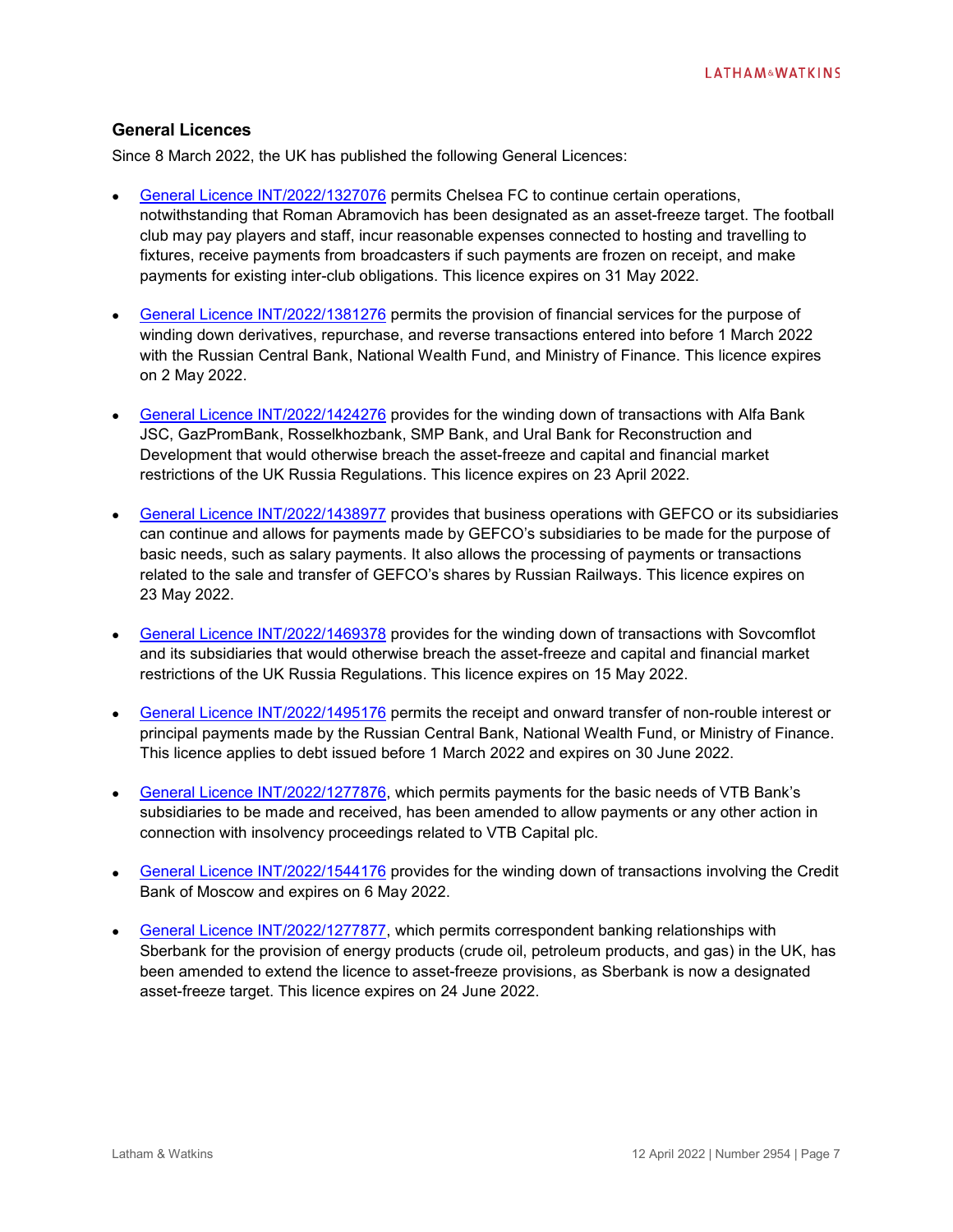### General Licences

Since 8 March 2022, the UK has published the following General Licences:

- General Licence INT/2022/1327076 permits Chelsea FC to continue certain operations, notwithstanding that Roman Abramovich has been designated as an asset-freeze target. The football club may pay players and staff, incur reasonable expenses connected to hosting and travelling to fixtures, receive payments from broadcasters if such payments are frozen on receipt, and make payments for existing inter-club obligations. This licence expires on 31 May 2022.
- General Licence INT/2022/1381276 permits the provision of financial services for the purpose of winding down derivatives, repurchase, and reverse transactions entered into before 1 March 2022 with the Russian Central Bank, National Wealth Fund, and Ministry of Finance. This licence expires on 2 May 2022.
- General Licence INT/2022/1424276 provides for the winding down of transactions with Alfa Bank JSC, GazPromBank, Rosselkhozbank, SMP Bank, and Ural Bank for Reconstruction and Development that would otherwise breach the asset-freeze and capital and financial market restrictions of the UK Russia Regulations. This licence expires on 23 April 2022.
- General Licence INT/2022/1438977 provides that business operations with GEFCO or its subsidiaries can continue and allows for payments made by GEFCO's subsidiaries to be made for the purpose of basic needs, such as salary payments. It also allows the processing of payments or transactions related to the sale and transfer of GEFCO's shares by Russian Railways. This licence expires on 23 May 2022.
- General Licence INT/2022/1469378 provides for the winding down of transactions with Sovcomflot and its subsidiaries that would otherwise breach the asset-freeze and capital and financial market restrictions of the UK Russia Regulations. This licence expires on 15 May 2022.
- General Licence INT/2022/1495176 permits the receipt and onward transfer of non-rouble interest or principal payments made by the Russian Central Bank, National Wealth Fund, or Ministry of Finance. This licence applies to debt issued before 1 March 2022 and expires on 30 June 2022.
- General Licence INT/2022/1277876, which permits payments for the basic needs of VTB Bank's subsidiaries to be made and received, has been amended to allow payments or any other action in connection with insolvency proceedings related to VTB Capital plc.
- General Licence INT/2022/1544176 provides for the winding down of transactions involving the Credit Bank of Moscow and expires on 6 May 2022.
- General Licence INT/2022/1277877, which permits correspondent banking relationships with Sberbank for the provision of energy products (crude oil, petroleum products, and gas) in the UK, has been amended to extend the licence to asset-freeze provisions, as Sberbank is now a designated asset-freeze target. This licence expires on 24 June 2022.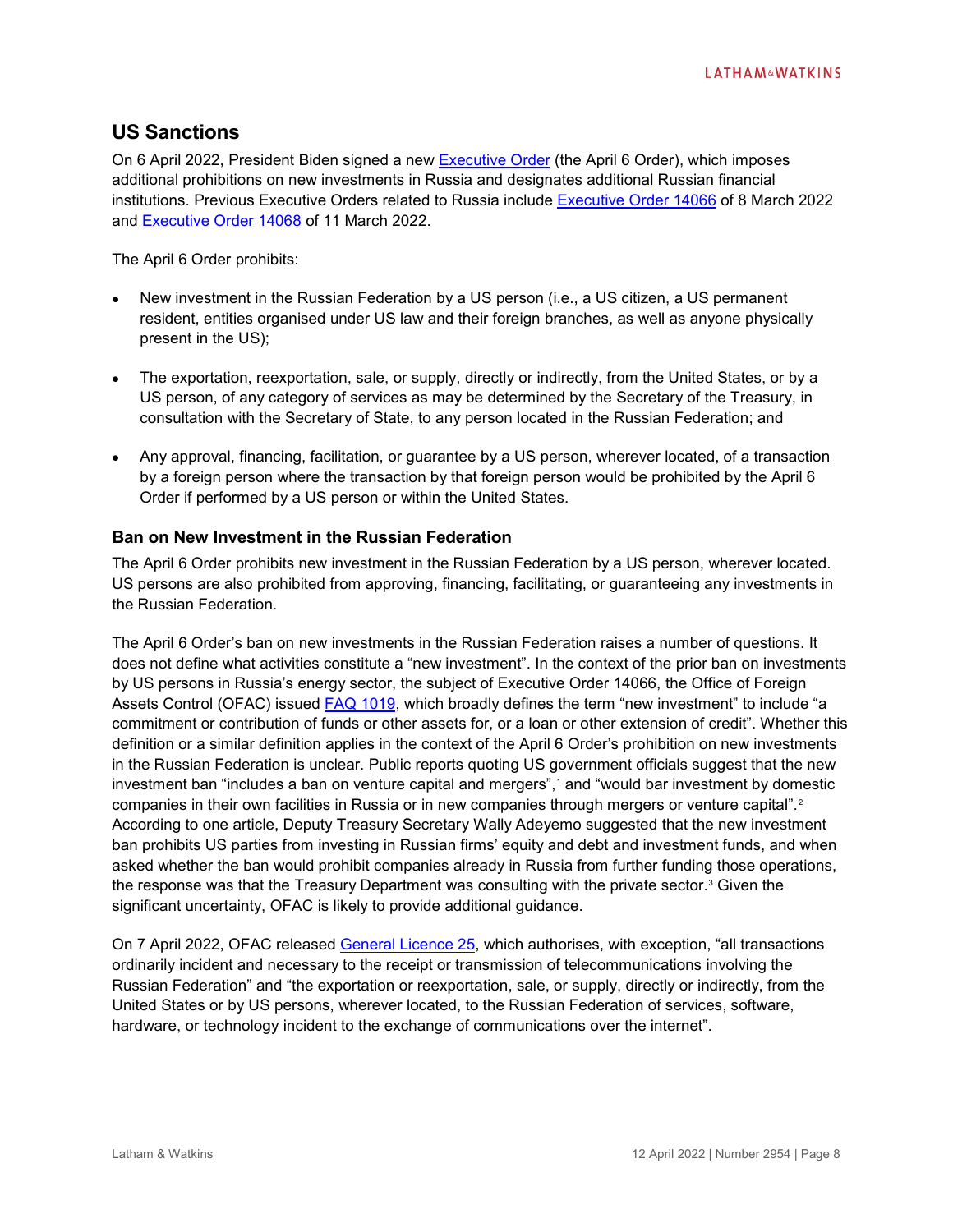## US Sanctions

On 6 April 2022, President Biden signed a new Executive Order (the April 6 Order), which imposes additional prohibitions on new investments in Russia and designates additional Russian financial institutions. Previous Executive Orders related to Russia include Executive Order 14066 of 8 March 2022 and Executive Order 14068 of 11 March 2022.

The April 6 Order prohibits:

- New investment in the Russian Federation by a US person (i.e., a US citizen, a US permanent resident, entities organised under US law and their foreign branches, as well as anyone physically present in the US);
- The exportation, reexportation, sale, or supply, directly or indirectly, from the United States, or by a US person, of any category of services as may be determined by the Secretary of the Treasury, in consultation with the Secretary of State, to any person located in the Russian Federation; and
- Any approval, financing, facilitation, or guarantee by a US person, wherever located, of a transaction by a foreign person where the transaction by that foreign person would be prohibited by the April 6 Order if performed by a US person or within the United States.

### Ban on New Investment in the Russian Federation

The April 6 Order prohibits new investment in the Russian Federation by a US person, wherever located. US persons are also prohibited from approving, financing, facilitating, or guaranteeing any investments in the Russian Federation.

The April 6 Order's ban on new investments in the Russian Federation raises a number of questions. It does not define what activities constitute a "new investment". In the context of the prior ban on investments by US persons in Russia's energy sector, the subject of Executive Order 14066, the Office of Foreign Assets Control (OFAC) issued FAQ 1019, which broadly defines the term "new investment" to include "a commitment or contribution of funds or other assets for, or a loan or other extension of credit". Whether this definition or a similar definition applies in the context of the April 6 Order's prohibition on new investments in the Russian Federation is unclear. Public reports quoting US government officials suggest that the new investment ban "includes a ban on venture capital and mergers",[1] and "would bar investment by domestic companies in their own facilities in Russia or in new companies through mergers or venture capital".[2] According to one article, Deputy Treasury Secretary Wally Adeyemo suggested that the new investment ban prohibits US parties from investing in Russian firms' equity and debt and investment funds, and when asked whether the ban would prohibit companies already in Russia from further funding those operations, the response was that the Treasury Department was consulting with the private sector.[3] Given the significant uncertainty, OFAC is likely to provide additional guidance.

On 7 April 2022, OFAC released General Licence 25, which authorises, with exception, "all transactions ordinarily incident and necessary to the receipt or transmission of telecommunications involving the Russian Federation" and "the exportation or reexportation, sale, or supply, directly or indirectly, from the United States or by US persons, wherever located, to the Russian Federation of services, software, hardware, or technology incident to the exchange of communications over the internet".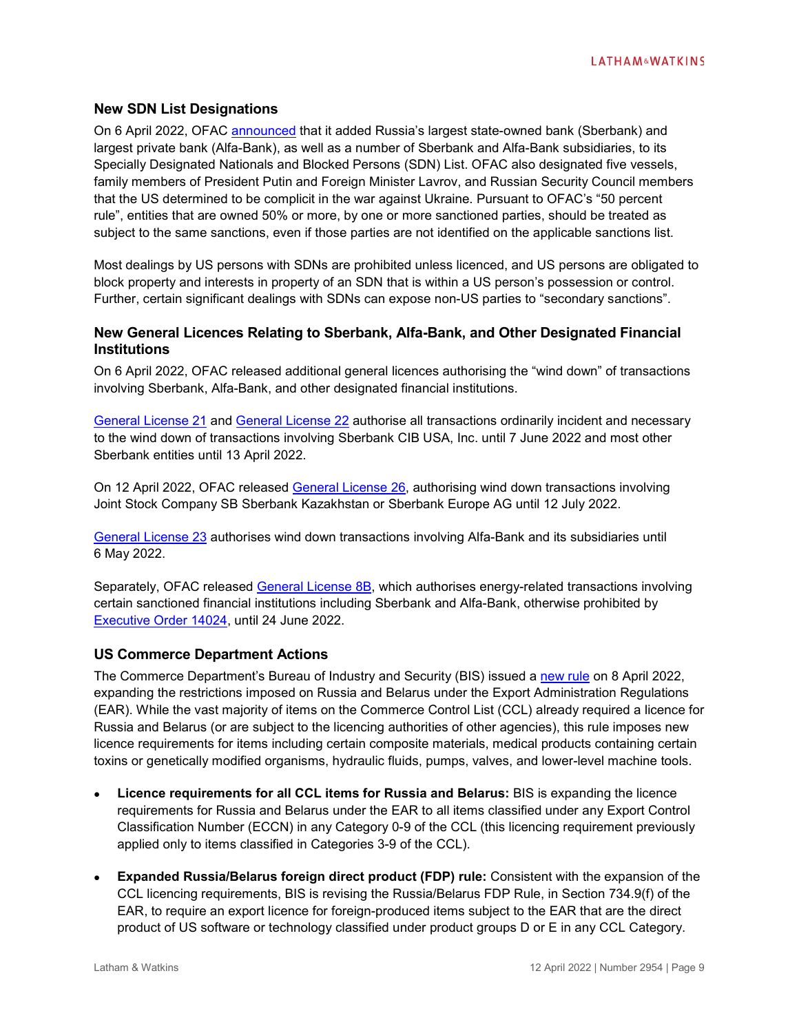### New SDN List Designations

On 6 April 2022, OFAC announced that it added Russia's largest state-owned bank (Sberbank) and largest private bank (Alfa-Bank), as well as a number of Sberbank and Alfa-Bank subsidiaries, to its Specially Designated Nationals and Blocked Persons (SDN) List. OFAC also designated five vessels, family members of President Putin and Foreign Minister Lavrov, and Russian Security Council members that the US determined to be complicit in the war against Ukraine. Pursuant to OFAC's "50 percent rule", entities that are owned 50% or more, by one or more sanctioned parties, should be treated as subject to the same sanctions, even if those parties are not identified on the applicable sanctions list.

Most dealings by US persons with SDNs are prohibited unless licenced, and US persons are obligated to block property and interests in property of an SDN that is within a US person's possession or control. Further, certain significant dealings with SDNs can expose non-US parties to "secondary sanctions".

### New General Licences Relating to Sberbank, Alfa-Bank, and Other Designated Financial Institutions

On 6 April 2022, OFAC released additional general licences authorising the "wind down" of transactions involving Sberbank, Alfa-Bank, and other designated financial institutions.

General License 21 and General License 22 authorise all transactions ordinarily incident and necessary to the wind down of transactions involving Sberbank CIB USA, Inc. until 7 June 2022 and most other Sberbank entities until 13 April 2022.

On 12 April 2022, OFAC released General License 26, authorising wind down transactions involving Joint Stock Company SB Sberbank Kazakhstan or Sberbank Europe AG until 12 July 2022.

General License 23 authorises wind down transactions involving Alfa-Bank and its subsidiaries until 6 May 2022.

Separately, OFAC released General License 8B, which authorises energy-related transactions involving certain sanctioned financial institutions including Sberbank and Alfa-Bank, otherwise prohibited by Executive Order 14024, until 24 June 2022.

### US Commerce Department Actions

The Commerce Department's Bureau of Industry and Security (BIS) issued a new rule on 8 April 2022, expanding the restrictions imposed on Russia and Belarus under the Export Administration Regulations (EAR). While the vast majority of items on the Commerce Control List (CCL) already required a licence for Russia and Belarus (or are subject to the licencing authorities of other agencies), this rule imposes new licence requirements for items including certain composite materials, medical products containing certain toxins or genetically modified organisms, hydraulic fluids, pumps, valves, and lower-level machine tools.

- **Licence requirements for all CCL items for Russia and Belarus:** BIS is expanding the licence requirements for Russia and Belarus under the EAR to all items classified under any Export Control Classification Number (ECCN) in any Category 0-9 of the CCL (this licencing requirement previously applied only to items classified in Categories 3-9 of the CCL).
- **Expanded Russia/Belarus foreign direct product (FDP) rule:** Consistent with the expansion of the CCL licencing requirements, BIS is revising the Russia/Belarus FDP Rule, in Section 734.9(f) of the EAR, to require an export licence for foreign-produced items subject to the EAR that are the direct product of US software or technology classified under product groups D or E in any CCL Category.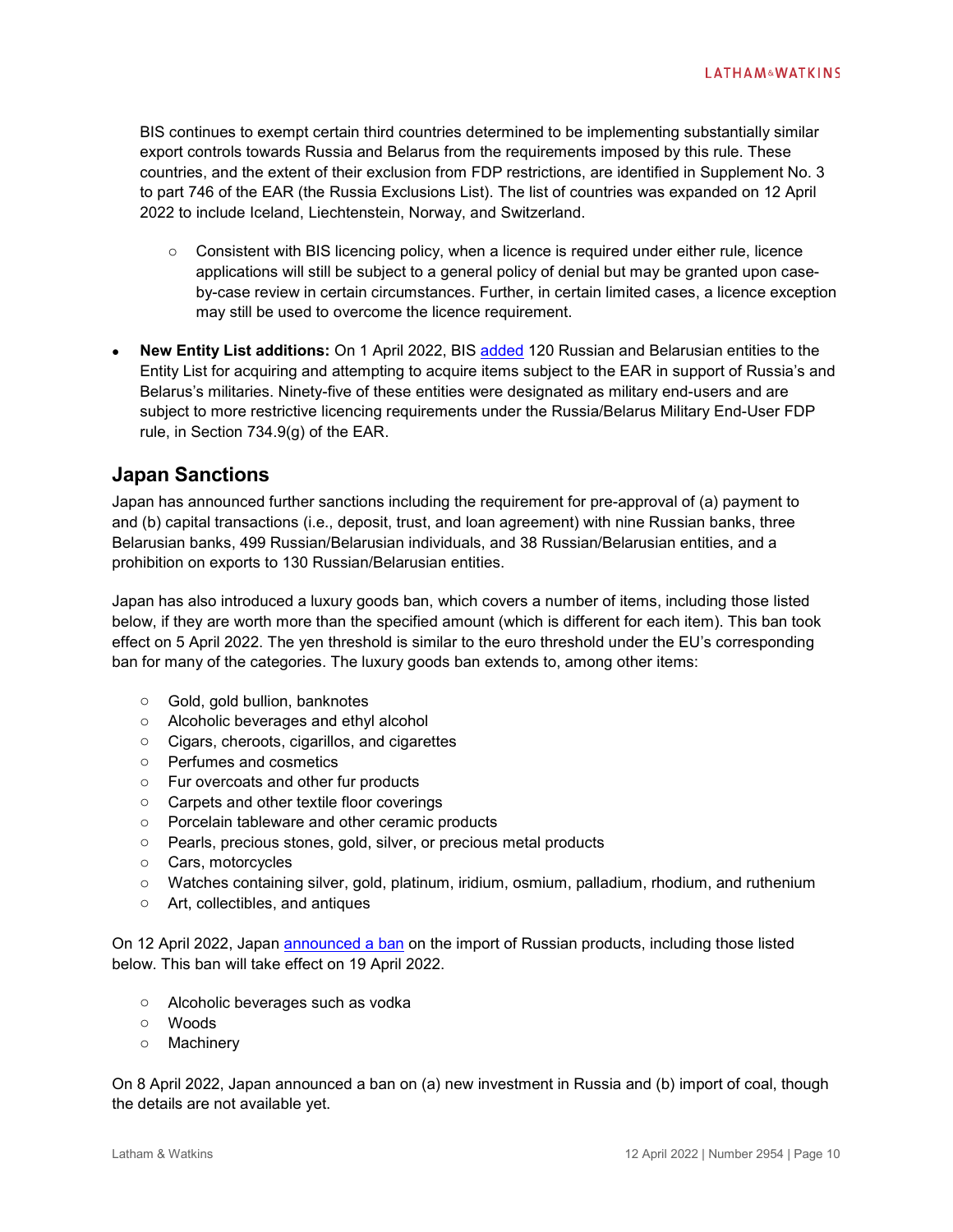BIS continues to exempt certain third countries determined to be implementing substantially similar export controls towards Russia and Belarus from the requirements imposed by this rule. These countries, and the extent of their exclusion from FDP restrictions, are identified in Supplement No. 3 to part 746 of the EAR (the Russia Exclusions List). The list of countries was expanded on 12 April 2022 to include Iceland, Liechtenstein, Norway, and Switzerland.

- Consistent with BIS licencing policy, when a licence is required under either rule, licence applications will still be subject to a general policy of denial but may be granted upon case-by-case review in certain circumstances. Further, in certain limited cases, a licence exception may still be used to overcome the licence requirement.

- **New Entity List additions:** On 1 April 2022, BIS added 120 Russian and Belarusian entities to the Entity List for acquiring and attempting to acquire items subject to the EAR in support of Russia's and Belarus's militaries. Ninety-five of these entities were designated as military end-users and are subject to more restrictive licencing requirements under the Russia/Belarus Military End-User FDP rule, in Section 734.9(g) of the EAR.

## Japan Sanctions

Japan has announced further sanctions including the requirement for pre-approval of (a) payment to and (b) capital transactions (i.e., deposit, trust, and loan agreement) with nine Russian banks, three Belarusian banks, 499 Russian/Belarusian individuals, and 38 Russian/Belarusian entities, and a prohibition on exports to 130 Russian/Belarusian entities.

Japan has also introduced a luxury goods ban, which covers a number of items, including those listed below, if they are worth more than the specified amount (which is different for each item). This ban took effect on 5 April 2022. The yen threshold is similar to the euro threshold under the EU's corresponding ban for many of the categories. The luxury goods ban extends to, among other items:

- Gold, gold bullion, banknotes
- Alcoholic beverages and ethyl alcohol
- Cigars, cheroots, cigarillos, and cigarettes
- Perfumes and cosmetics
- Fur overcoats and other fur products
- Carpets and other textile floor coverings
- Porcelain tableware and other ceramic products
- Pearls, precious stones, gold, silver, or precious metal products
- Cars, motorcycles
- Watches containing silver, gold, platinum, iridium, osmium, palladium, rhodium, and ruthenium
- Art, collectibles, and antiques

On 12 April 2022, Japan announced a ban on the import of Russian products, including those listed below. This ban will take effect on 19 April 2022.

- Alcoholic beverages such as vodka
- Woods
- Machinery

On 8 April 2022, Japan announced a ban on (a) new investment in Russia and (b) import of coal, though the details are not available yet.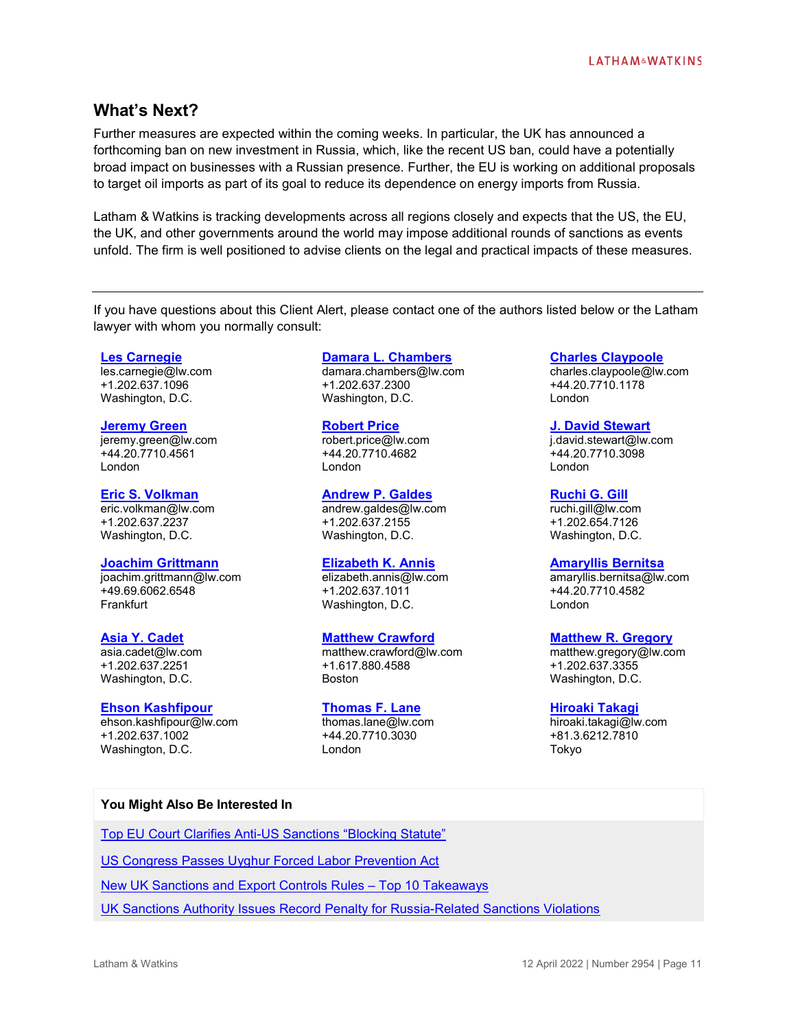## What's Next?

Further measures are expected within the coming weeks. In particular, the UK has announced a forthcoming ban on new investment in Russia, which, like the recent US ban, could have a potentially broad impact on businesses with a Russian presence. Further, the EU is working on additional proposals to target oil imports as part of its goal to reduce its dependence on energy imports from Russia.

Latham & Watkins is tracking developments across all regions closely and expects that the US, the EU, the UK, and other governments around the world may impose additional rounds of sanctions as events unfold. The firm is well positioned to advise clients on the legal and practical impacts of these measures.

---

If you have questions about this Client Alert, please contact one of the authors listed below or the Latham lawyer with whom you normally consult:

**Les Carnegie**
les.carnegie@lw.com
+1.202.637.1096
Washington, D.C.

**Damara L. Chambers**
damara.chambers@lw.com
+1.202.637.2300
Washington, D.C.

**Charles Claypoole**
charles.claypoole@lw.com
+44.20.7710.1178
London

**Jeremy Green**
jeremy.green@lw.com
+44.20.7710.4561
London

**Robert Price**
robert.price@lw.com
+44.20.7710.4682
London

**J. David Stewart**
j.david.stewart@lw.com
+44.20.7710.3098
London

**Eric S. Volkman**
eric.volkman@lw.com
+1.202.637.2237
Washington, D.C.

**Andrew P. Galdes**
andrew.galdes@lw.com
+1.202.637.2155
Washington, D.C.

**Ruchi G. Gill**
ruchi.gill@lw.com
+1.202.654.7126
Washington, D.C.

**Joachim Grittmann**
joachim.grittmann@lw.com
+49.69.6062.6548
Frankfurt

**Elizabeth K. Annis**
elizabeth.annis@lw.com
+1.202.637.1011
Washington, D.C.

**Amaryllis Bernitsa**
amaryllis.bernitsa@lw.com
+44.20.7710.4582
London

**Asia Y. Cadet**
asia.cadet@lw.com
+1.202.637.2251
Washington, D.C.

**Matthew Crawford**
matthew.crawford@lw.com
+1.617.880.4588
Boston

**Matthew R. Gregory**
matthew.gregory@lw.com
+1.202.637.3355
Washington, D.C.

**Ehson Kashfipour**
ehson.kashfipour@lw.com
+1.202.637.1002
Washington, D.C.

**Thomas F. Lane**
thomas.lane@lw.com
+44.20.7710.3030
London

**Hiroaki Takagi**
hiroaki.takagi@lw.com
+81.3.6212.7810
Tokyo

**You Might Also Be Interested In**

Top EU Court Clarifies Anti-US Sanctions "Blocking Statute"

US Congress Passes Uyghur Forced Labor Prevention Act

New UK Sanctions and Export Controls Rules – Top 10 Takeaways

UK Sanctions Authority Issues Record Penalty for Russia-Related Sanctions Violations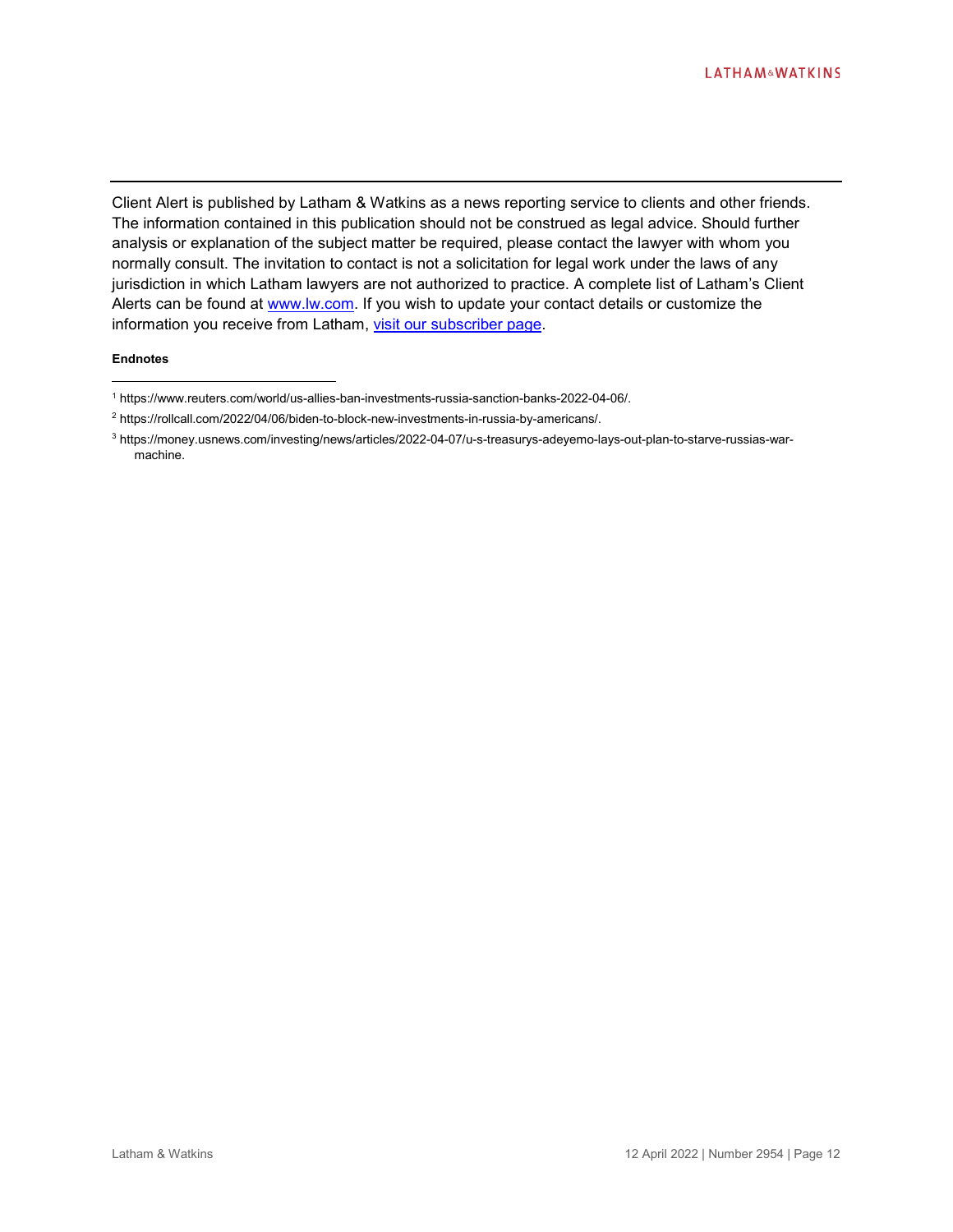Client Alert is published by Latham & Watkins as a news reporting service to clients and other friends. The information contained in this publication should not be construed as legal advice. Should further analysis or explanation of the subject matter be required, please contact the lawyer with whom you normally consult. The invitation to contact is not a solicitation for legal work under the laws of any jurisdiction in which Latham lawyers are not authorized to practice. A complete list of Latham's Client Alerts can be found at [www.lw.com](http://www.lw.com). If you wish to update your contact details or customize the information you receive from Latham, [visit our subscriber page](#).

**Endnotes**

[1] https://www.reuters.com/world/us-allies-ban-investments-russia-sanction-banks-2022-04-06/.

[2] https://rollcall.com/2022/04/06/biden-to-block-new-investments-in-russia-by-americans/.

[3] https://money.usnews.com/investing/news/articles/2022-04-07/u-s-treasurys-adeyemo-lays-out-plan-to-starve-russias-war-machine.